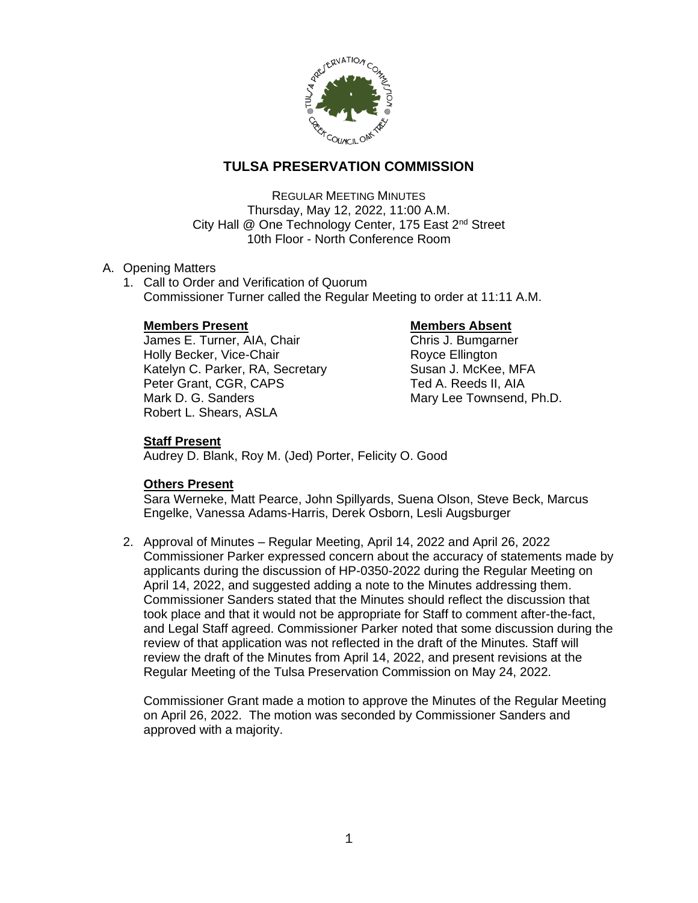# TULSA PRESERVATION COMMISSION

REGULAR MEETING MINUTES
Thursday, May 12, 2022, 11:00 A.M.
City Hall @ One Technology Center, 175 East 2nd Street
10th Floor - North Conference Room

A. Opening Matters

1. Call to Order and Verification of Quorum
   Commissioner Turner called the Regular Meeting to order at 11:11 A.M.

   **Members Present**
   James E. Turner, AIA, Chair
   Holly Becker, Vice-Chair
   Katelyn C. Parker, RA, Secretary
   Peter Grant, CGR, CAPS
   Mark D. G. Sanders
   Robert L. Shears, ASLA

   **Members Absent**
   Chris J. Bumgarner
   Royce Ellington
   Susan J. McKee, MFA
   Ted A. Reeds II, AIA
   Mary Lee Townsend, Ph.D.

   **Staff Present**
   Audrey D. Blank, Roy M. (Jed) Porter, Felicity O. Good

   **Others Present**
   Sara Werneke, Matt Pearce, John Spillyards, Suena Olson, Steve Beck, Marcus Engelke, Vanessa Adams-Harris, Derek Osborn, Lesli Augsburger

2. Approval of Minutes – Regular Meeting, April 14, 2022 and April 26, 2022
   Commissioner Parker expressed concern about the accuracy of statements made by applicants during the discussion of HP-0350-2022 during the Regular Meeting on April 14, 2022, and suggested adding a note to the Minutes addressing them. Commissioner Sanders stated that the Minutes should reflect the discussion that took place and that it would not be appropriate for Staff to comment after-the-fact, and Legal Staff agreed. Commissioner Parker noted that some discussion during the review of that application was not reflected in the draft of the Minutes. Staff will review the draft of the Minutes from April 14, 2022, and present revisions at the Regular Meeting of the Tulsa Preservation Commission on May 24, 2022.

   Commissioner Grant made a motion to approve the Minutes of the Regular Meeting on April 26, 2022. The motion was seconded by Commissioner Sanders and approved with a majority.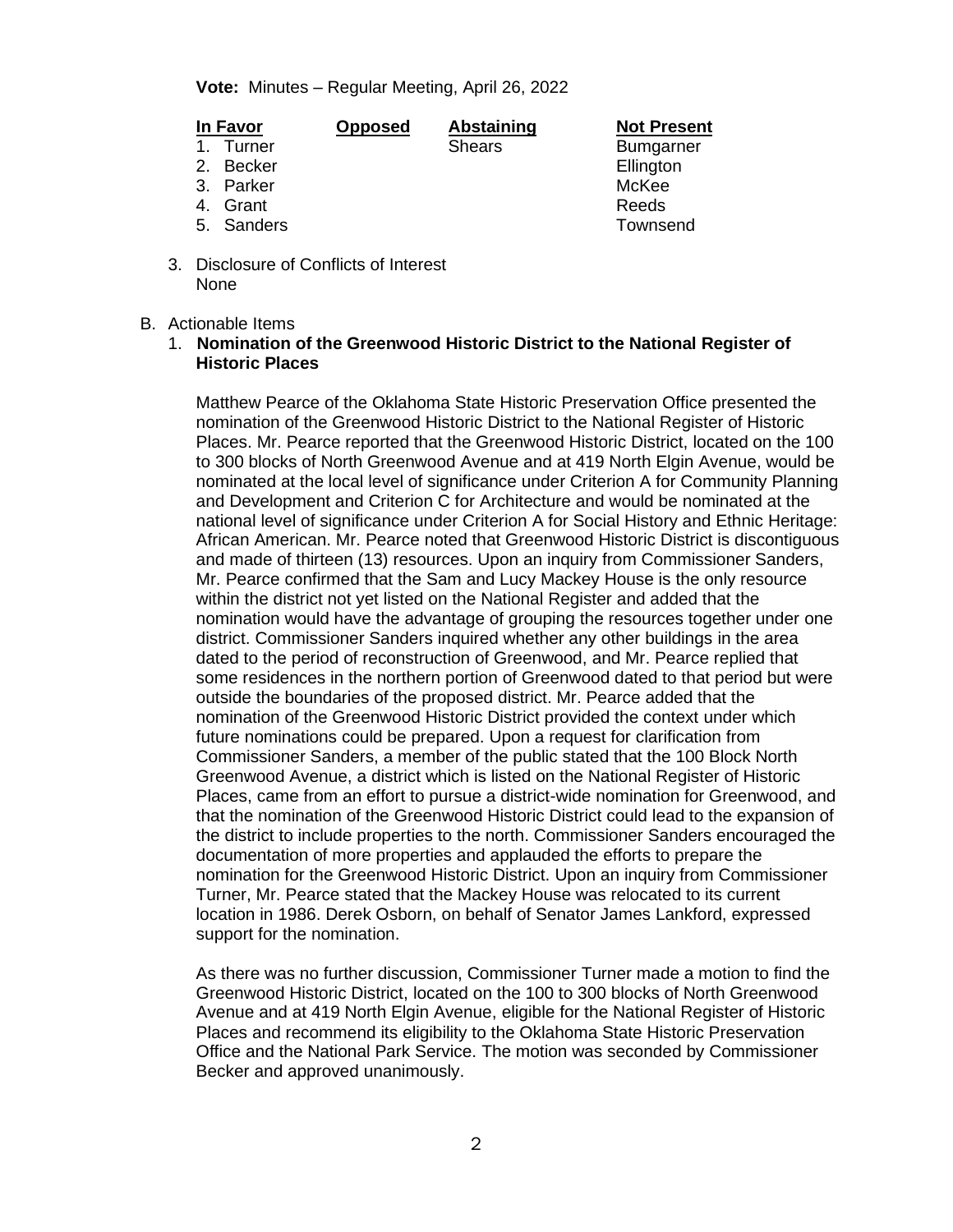**Vote:** Minutes – Regular Meeting, April 26, 2022

| In Favor | Opposed | Abstaining | Not Present |
|---|---|---|---|
| 1. Turner | | Shears | Bumgarner |
| 2. Becker | | | Ellington |
| 3. Parker | | | McKee |
| 4. Grant | | | Reeds |
| 5. Sanders | | | Townsend |

3. Disclosure of Conflicts of Interest
   None

B. Actionable Items

1. **Nomination of the Greenwood Historic District to the National Register of Historic Places**

   Matthew Pearce of the Oklahoma State Historic Preservation Office presented the nomination of the Greenwood Historic District to the National Register of Historic Places. Mr. Pearce reported that the Greenwood Historic District, located on the 100 to 300 blocks of North Greenwood Avenue and at 419 North Elgin Avenue, would be nominated at the local level of significance under Criterion A for Community Planning and Development and Criterion C for Architecture and would be nominated at the national level of significance under Criterion A for Social History and Ethnic Heritage: African American. Mr. Pearce noted that Greenwood Historic District is discontiguous and made of thirteen (13) resources. Upon an inquiry from Commissioner Sanders, Mr. Pearce confirmed that the Sam and Lucy Mackey House is the only resource within the district not yet listed on the National Register and added that the nomination would have the advantage of grouping the resources together under one district. Commissioner Sanders inquired whether any other buildings in the area dated to the period of reconstruction of Greenwood, and Mr. Pearce replied that some residences in the northern portion of Greenwood dated to that period but were outside the boundaries of the proposed district. Mr. Pearce added that the nomination of the Greenwood Historic District provided the context under which future nominations could be prepared. Upon a request for clarification from Commissioner Sanders, a member of the public stated that the 100 Block North Greenwood Avenue, a district which is listed on the National Register of Historic Places, came from an effort to pursue a district-wide nomination for Greenwood, and that the nomination of the Greenwood Historic District could lead to the expansion of the district to include properties to the north. Commissioner Sanders encouraged the documentation of more properties and applauded the efforts to prepare the nomination for the Greenwood Historic District. Upon an inquiry from Commissioner Turner, Mr. Pearce stated that the Mackey House was relocated to its current location in 1986. Derek Osborn, on behalf of Senator James Lankford, expressed support for the nomination.

   As there was no further discussion, Commissioner Turner made a motion to find the Greenwood Historic District, located on the 100 to 300 blocks of North Greenwood Avenue and at 419 North Elgin Avenue, eligible for the National Register of Historic Places and recommend its eligibility to the Oklahoma State Historic Preservation Office and the National Park Service. The motion was seconded by Commissioner Becker and approved unanimously.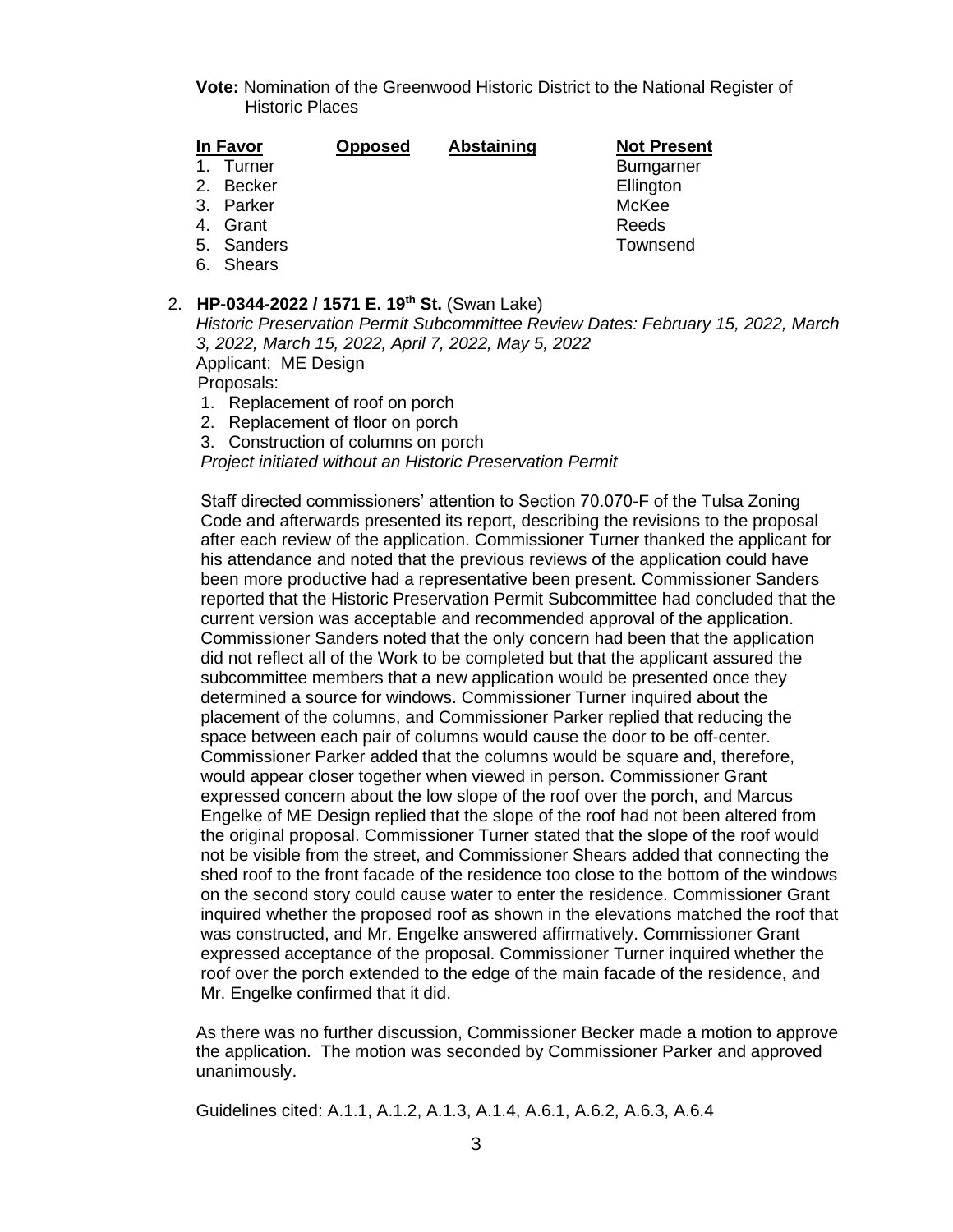**Vote:** Nomination of the Greenwood Historic District to the National Register of Historic Places

| In Favor | Opposed | Abstaining | Not Present |
|---|---|---|---|
| 1. Turner | | | Bumgarner |
| 2. Becker | | | Ellington |
| 3. Parker | | | McKee |
| 4. Grant | | | Reeds |
| 5. Sanders | | | Townsend |
| 6. Shears | | | |

2. **HP-0344-2022 / 1571 E. 19th St.** (Swan Lake)
   *Historic Preservation Permit Subcommittee Review Dates: February 15, 2022, March 3, 2022, March 15, 2022, April 7, 2022, May 5, 2022*
   Applicant: ME Design
   Proposals:
   1. Replacement of roof on porch
   2. Replacement of floor on porch
   3. Construction of columns on porch

   *Project initiated without an Historic Preservation Permit*

   Staff directed commissioners' attention to Section 70.070-F of the Tulsa Zoning Code and afterwards presented its report, describing the revisions to the proposal after each review of the application. Commissioner Turner thanked the applicant for his attendance and noted that the previous reviews of the application could have been more productive had a representative been present. Commissioner Sanders reported that the Historic Preservation Permit Subcommittee had concluded that the current version was acceptable and recommended approval of the application. Commissioner Sanders noted that the only concern had been that the application did not reflect all of the Work to be completed but that the applicant assured the subcommittee members that a new application would be presented once they determined a source for windows. Commissioner Turner inquired about the placement of the columns, and Commissioner Parker replied that reducing the space between each pair of columns would cause the door to be off-center. Commissioner Parker added that the columns would be square and, therefore, would appear closer together when viewed in person. Commissioner Grant expressed concern about the low slope of the roof over the porch, and Marcus Engelke of ME Design replied that the slope of the roof had not been altered from the original proposal. Commissioner Turner stated that the slope of the roof would not be visible from the street, and Commissioner Shears added that connecting the shed roof to the front facade of the residence too close to the bottom of the windows on the second story could cause water to enter the residence. Commissioner Grant inquired whether the proposed roof as shown in the elevations matched the roof that was constructed, and Mr. Engelke answered affirmatively. Commissioner Grant expressed acceptance of the proposal. Commissioner Turner inquired whether the roof over the porch extended to the edge of the main facade of the residence, and Mr. Engelke confirmed that it did.

   As there was no further discussion, Commissioner Becker made a motion to approve the application. The motion was seconded by Commissioner Parker and approved unanimously.

   Guidelines cited: A.1.1, A.1.2, A.1.3, A.1.4, A.6.1, A.6.2, A.6.3, A.6.4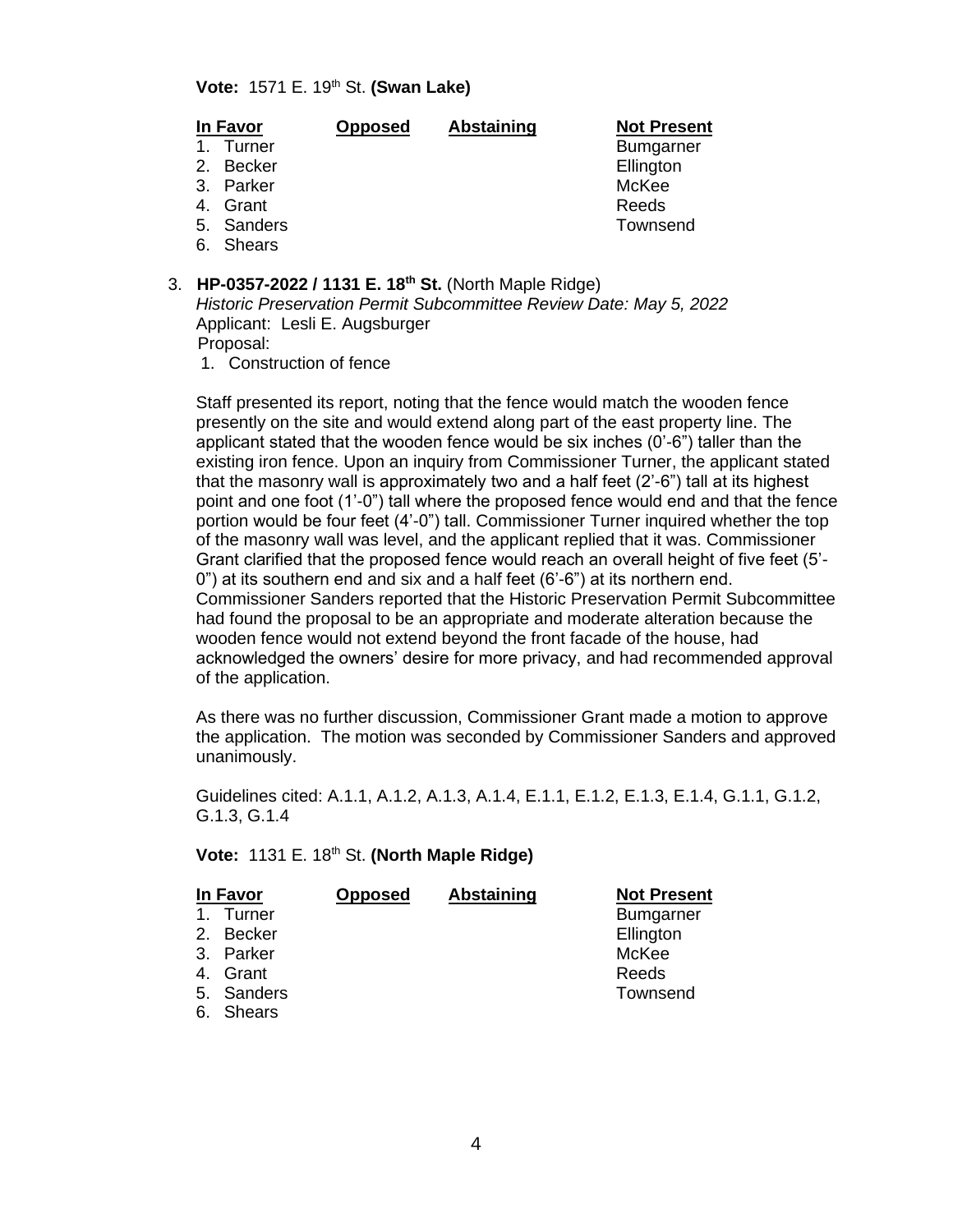**Vote:** 1571 E. 19th St. **(Swan Lake)**

| In Favor | Opposed | Abstaining | Not Present |
|---|---|---|---|
| 1. Turner | | | Bumgarner |
| 2. Becker | | | Ellington |
| 3. Parker | | | McKee |
| 4. Grant | | | Reeds |
| 5. Sanders | | | Townsend |
| 6. Shears | | | |

3. **HP-0357-2022 / 1131 E. 18th St.** (North Maple Ridge)
   *Historic Preservation Permit Subcommittee Review Date: May 5, 2022*
   Applicant: Lesli E. Augsburger
   Proposal:
   1. Construction of fence

   Staff presented its report, noting that the fence would match the wooden fence presently on the site and would extend along part of the east property line. The applicant stated that the wooden fence would be six inches (0'-6") taller than the existing iron fence. Upon an inquiry from Commissioner Turner, the applicant stated that the masonry wall is approximately two and a half feet (2'-6") tall at its highest point and one foot (1'-0") tall where the proposed fence would end and that the fence portion would be four feet (4'-0") tall. Commissioner Turner inquired whether the top of the masonry wall was level, and the applicant replied that it was. Commissioner Grant clarified that the proposed fence would reach an overall height of five feet (5'-0") at its southern end and six and a half feet (6'-6") at its northern end. Commissioner Sanders reported that the Historic Preservation Permit Subcommittee had found the proposal to be an appropriate and moderate alteration because the wooden fence would not extend beyond the front facade of the house, had acknowledged the owners' desire for more privacy, and had recommended approval of the application.

   As there was no further discussion, Commissioner Grant made a motion to approve the application. The motion was seconded by Commissioner Sanders and approved unanimously.

   Guidelines cited: A.1.1, A.1.2, A.1.3, A.1.4, E.1.1, E.1.2, E.1.3, E.1.4, G.1.1, G.1.2, G.1.3, G.1.4

**Vote:** 1131 E. 18th St. **(North Maple Ridge)**

| In Favor | Opposed | Abstaining | Not Present |
|---|---|---|---|
| 1. Turner | | | Bumgarner |
| 2. Becker | | | Ellington |
| 3. Parker | | | McKee |
| 4. Grant | | | Reeds |
| 5. Sanders | | | Townsend |
| 6. Shears | | | |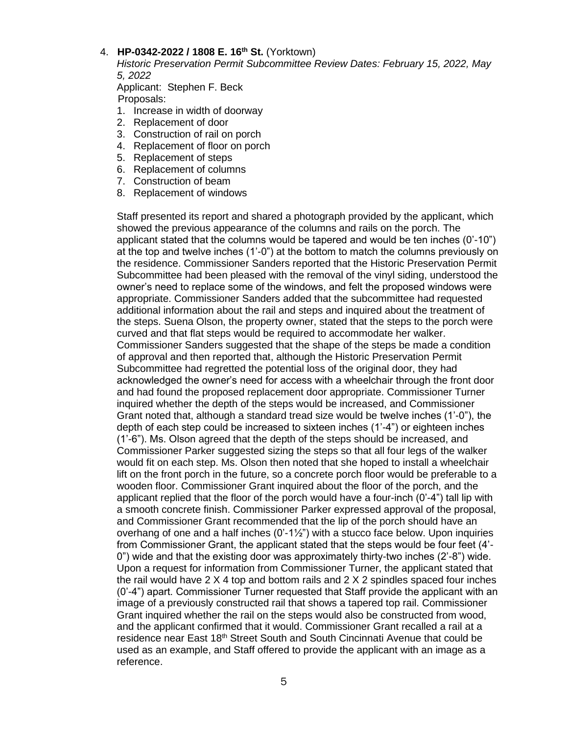4. **HP-0342-2022 / 1808 E. 16th St.** (Yorktown)

   *Historic Preservation Permit Subcommittee Review Dates: February 15, 2022, May 5, 2022*

   Applicant: Stephen F. Beck

   Proposals:

   1. Increase in width of doorway
   2. Replacement of door
   3. Construction of rail on porch
   4. Replacement of floor on porch
   5. Replacement of steps
   6. Replacement of columns
   7. Construction of beam
   8. Replacement of windows

   Staff presented its report and shared a photograph provided by the applicant, which showed the previous appearance of the columns and rails on the porch. The applicant stated that the columns would be tapered and would be ten inches (0'-10") at the top and twelve inches (1'-0") at the bottom to match the columns previously on the residence. Commissioner Sanders reported that the Historic Preservation Permit Subcommittee had been pleased with the removal of the vinyl siding, understood the owner's need to replace some of the windows, and felt the proposed windows were appropriate. Commissioner Sanders added that the subcommittee had requested additional information about the rail and steps and inquired about the treatment of the steps. Suena Olson, the property owner, stated that the steps to the porch were curved and that flat steps would be required to accommodate her walker. Commissioner Sanders suggested that the shape of the steps be made a condition of approval and then reported that, although the Historic Preservation Permit Subcommittee had regretted the potential loss of the original door, they had acknowledged the owner's need for access with a wheelchair through the front door and had found the proposed replacement door appropriate. Commissioner Turner inquired whether the depth of the steps would be increased, and Commissioner Grant noted that, although a standard tread size would be twelve inches (1'-0"), the depth of each step could be increased to sixteen inches (1'-4") or eighteen inches (1'-6"). Ms. Olson agreed that the depth of the steps should be increased, and Commissioner Parker suggested sizing the steps so that all four legs of the walker would fit on each step. Ms. Olson then noted that she hoped to install a wheelchair lift on the front porch in the future, so a concrete porch floor would be preferable to a wooden floor. Commissioner Grant inquired about the floor of the porch, and the applicant replied that the floor of the porch would have a four-inch (0'-4") tall lip with a smooth concrete finish. Commissioner Parker expressed approval of the proposal, and Commissioner Grant recommended that the lip of the porch should have an overhang of one and a half inches (0'-1½") with a stucco face below. Upon inquiries from Commissioner Grant, the applicant stated that the steps would be four feet (4'-0") wide and that the existing door was approximately thirty-two inches (2'-8") wide. Upon a request for information from Commissioner Turner, the applicant stated that the rail would have 2 X 4 top and bottom rails and 2 X 2 spindles spaced four inches (0'-4") apart. Commissioner Turner requested that Staff provide the applicant with an image of a previously constructed rail that shows a tapered top rail. Commissioner Grant inquired whether the rail on the steps would also be constructed from wood, and the applicant confirmed that it would. Commissioner Grant recalled a rail at a residence near East 18th Street South and South Cincinnati Avenue that could be used as an example, and Staff offered to provide the applicant with an image as a reference.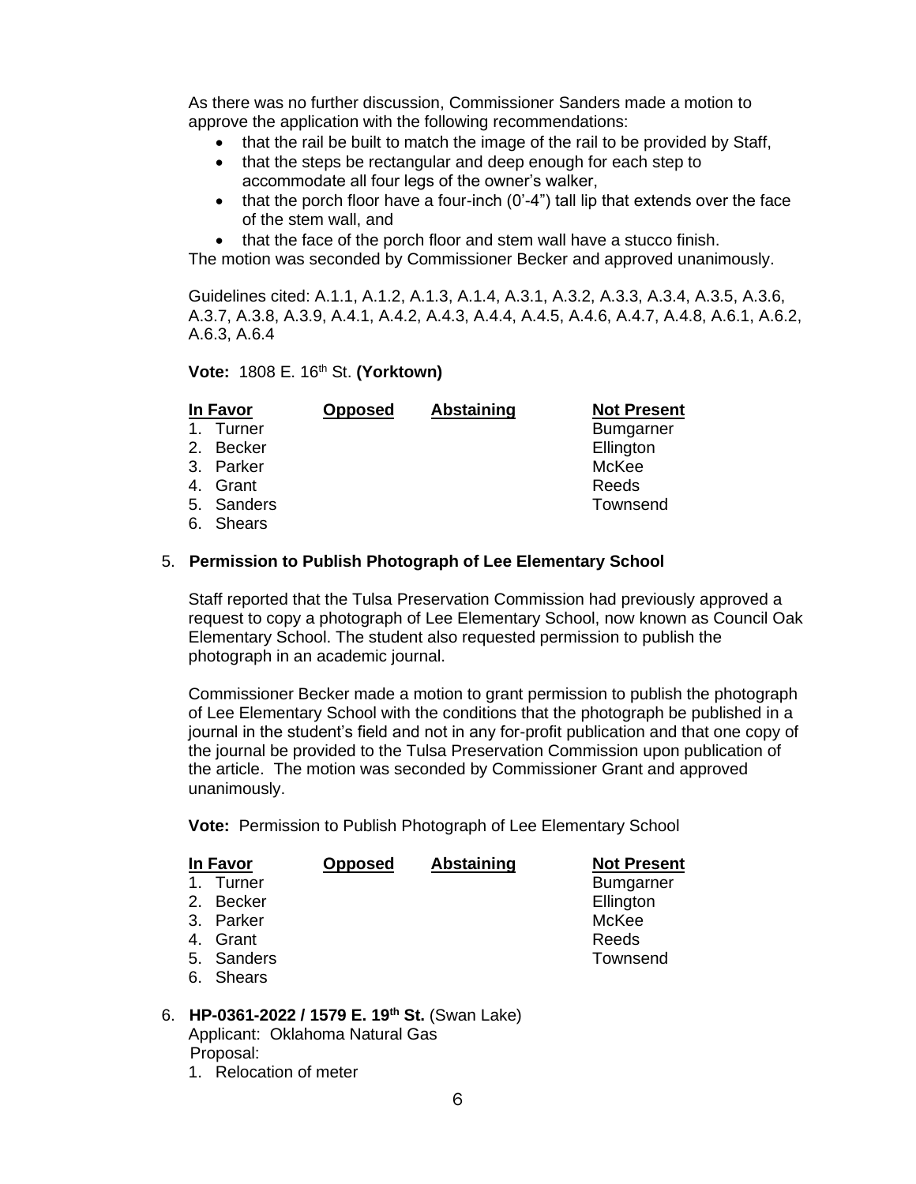As there was no further discussion, Commissioner Sanders made a motion to approve the application with the following recommendations:

- that the rail be built to match the image of the rail to be provided by Staff,
- that the steps be rectangular and deep enough for each step to accommodate all four legs of the owner's walker,
- that the porch floor have a four-inch (0'-4") tall lip that extends over the face of the stem wall, and
- that the face of the porch floor and stem wall have a stucco finish.

The motion was seconded by Commissioner Becker and approved unanimously.

Guidelines cited: A.1.1, A.1.2, A.1.3, A.1.4, A.3.1, A.3.2, A.3.3, A.3.4, A.3.5, A.3.6, A.3.7, A.3.8, A.3.9, A.4.1, A.4.2, A.4.3, A.4.4, A.4.5, A.4.6, A.4.7, A.4.8, A.6.1, A.6.2, A.6.3, A.6.4

**Vote:** 1808 E. 16th St. **(Yorktown)**

| In Favor | Opposed | Abstaining | Not Present |
|---|---|---|---|
| 1. Turner | | | Bumgarner |
| 2. Becker | | | Ellington |
| 3. Parker | | | McKee |
| 4. Grant | | | Reeds |
| 5. Sanders | | | Townsend |
| 6. Shears | | | |

5. **Permission to Publish Photograph of Lee Elementary School**

Staff reported that the Tulsa Preservation Commission had previously approved a request to copy a photograph of Lee Elementary School, now known as Council Oak Elementary School. The student also requested permission to publish the photograph in an academic journal.

Commissioner Becker made a motion to grant permission to publish the photograph of Lee Elementary School with the conditions that the photograph be published in a journal in the student's field and not in any for-profit publication and that one copy of the journal be provided to the Tulsa Preservation Commission upon publication of the article. The motion was seconded by Commissioner Grant and approved unanimously.

**Vote:** Permission to Publish Photograph of Lee Elementary School

| In Favor | Opposed | Abstaining | Not Present |
|---|---|---|---|
| 1. Turner | | | Bumgarner |
| 2. Becker | | | Ellington |
| 3. Parker | | | McKee |
| 4. Grant | | | Reeds |
| 5. Sanders | | | Townsend |
| 6. Shears | | | |

6. **HP-0361-2022 / 1579 E. 19th St.** (Swan Lake)
   Applicant: Oklahoma Natural Gas
   Proposal:
   1. Relocation of meter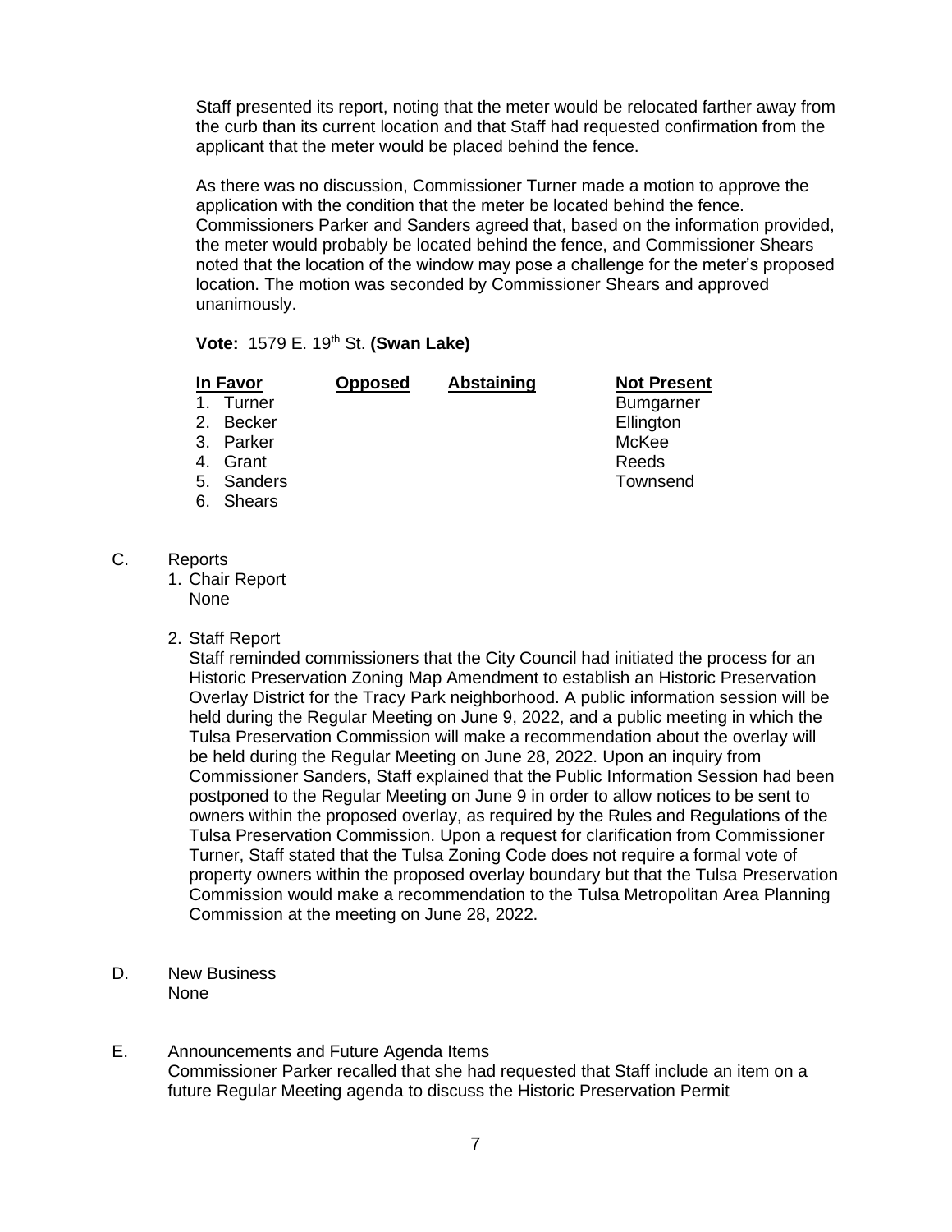Staff presented its report, noting that the meter would be relocated farther away from the curb than its current location and that Staff had requested confirmation from the applicant that the meter would be placed behind the fence.

As there was no discussion, Commissioner Turner made a motion to approve the application with the condition that the meter be located behind the fence. Commissioners Parker and Sanders agreed that, based on the information provided, the meter would probably be located behind the fence, and Commissioner Shears noted that the location of the window may pose a challenge for the meter's proposed location. The motion was seconded by Commissioner Shears and approved unanimously.

**Vote:** 1579 E. 19th St. **(Swan Lake)**

| **In Favor** | **Opposed** | **Abstaining** | **Not Present** |
|---|---|---|---|
| 1. Turner | | | Bumgarner |
| 2. Becker | | | Ellington |
| 3. Parker | | | McKee |
| 4. Grant | | | Reeds |
| 5. Sanders | | | Townsend |
| 6. Shears | | | |

C. Reports

1. Chair Report
   None

2. Staff Report
   Staff reminded commissioners that the City Council had initiated the process for an Historic Preservation Zoning Map Amendment to establish an Historic Preservation Overlay District for the Tracy Park neighborhood. A public information session will be held during the Regular Meeting on June 9, 2022, and a public meeting in which the Tulsa Preservation Commission will make a recommendation about the overlay will be held during the Regular Meeting on June 28, 2022. Upon an inquiry from Commissioner Sanders, Staff explained that the Public Information Session had been postponed to the Regular Meeting on June 9 in order to allow notices to be sent to owners within the proposed overlay, as required by the Rules and Regulations of the Tulsa Preservation Commission. Upon a request for clarification from Commissioner Turner, Staff stated that the Tulsa Zoning Code does not require a formal vote of property owners within the proposed overlay boundary but that the Tulsa Preservation Commission would make a recommendation to the Tulsa Metropolitan Area Planning Commission at the meeting on June 28, 2022.

D. New Business
   None

E. Announcements and Future Agenda Items
   Commissioner Parker recalled that she had requested that Staff include an item on a future Regular Meeting agenda to discuss the Historic Preservation Permit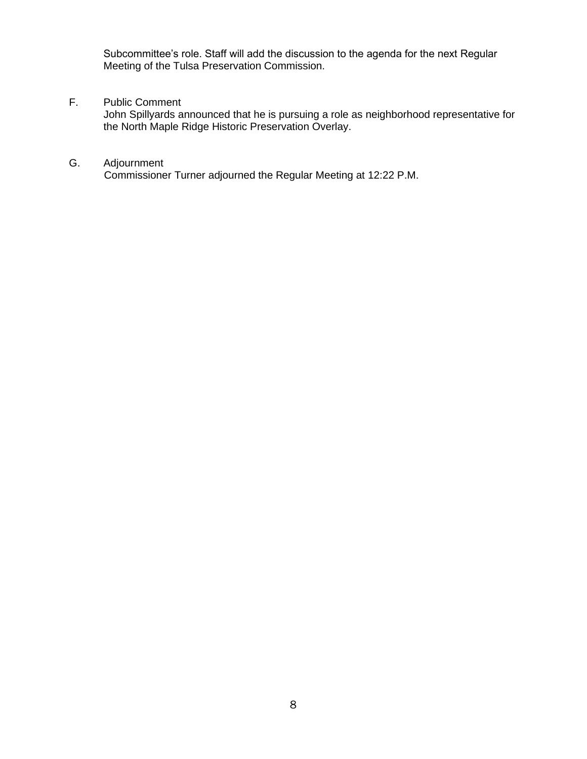Subcommittee's role. Staff will add the discussion to the agenda for the next Regular Meeting of the Tulsa Preservation Commission.

F. Public Comment

John Spillyards announced that he is pursuing a role as neighborhood representative for the North Maple Ridge Historic Preservation Overlay.

G. Adjournment

Commissioner Turner adjourned the Regular Meeting at 12:22 P.M.